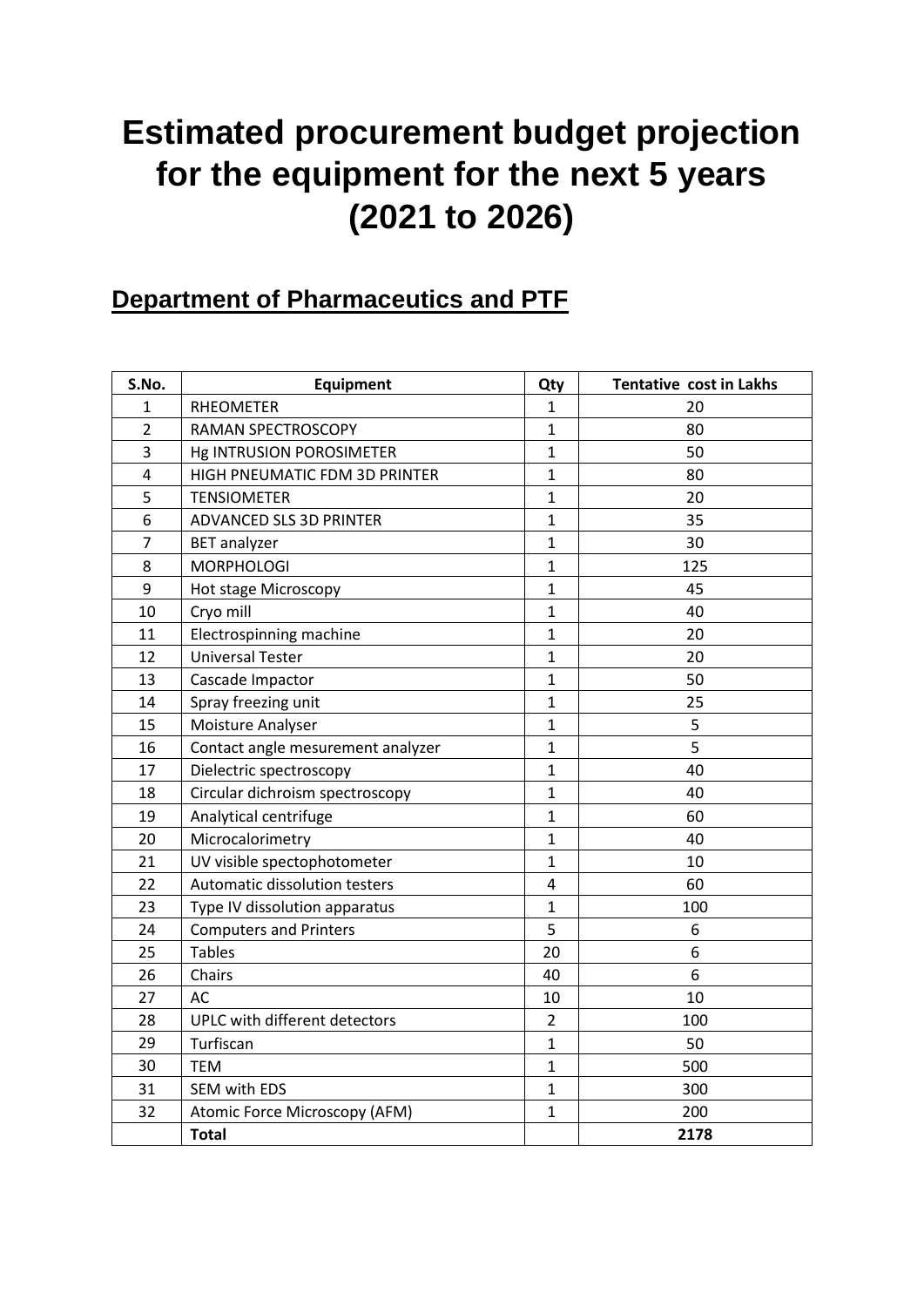# Estimated procurement budget projection for the equipment for the next 5 years (2021 to 2026)

## Department of Pharmaceutics and PTF

| S.No. | Equipment | Qty | Tentative cost in Lakhs |
|---|---|---|---|
| 1 | RHEOMETER | 1 | 20 |
| 2 | RAMAN SPECTROSCOPY | 1 | 80 |
| 3 | Hg INTRUSION POROSIMETER | 1 | 50 |
| 4 | HIGH PNEUMATIC FDM 3D PRINTER | 1 | 80 |
| 5 | TENSIOMETER | 1 | 20 |
| 6 | ADVANCED SLS 3D PRINTER | 1 | 35 |
| 7 | BET analyzer | 1 | 30 |
| 8 | MORPHOLOGI | 1 | 125 |
| 9 | Hot stage Microscopy | 1 | 45 |
| 10 | Cryo mill | 1 | 40 |
| 11 | Electrospinning machine | 1 | 20 |
| 12 | Universal Tester | 1 | 20 |
| 13 | Cascade Impactor | 1 | 50 |
| 14 | Spray freezing unit | 1 | 25 |
| 15 | Moisture Analyser | 1 | 5 |
| 16 | Contact angle mesurement analyzer | 1 | 5 |
| 17 | Dielectric spectroscopy | 1 | 40 |
| 18 | Circular dichroism spectroscopy | 1 | 40 |
| 19 | Analytical centrifuge | 1 | 60 |
| 20 | Microcalorimetry | 1 | 40 |
| 21 | UV visible spectophotometer | 1 | 10 |
| 22 | Automatic dissolution testers | 4 | 60 |
| 23 | Type IV dissolution apparatus | 1 | 100 |
| 24 | Computers and Printers | 5 | 6 |
| 25 | Tables | 20 | 6 |
| 26 | Chairs | 40 | 6 |
| 27 | AC | 10 | 10 |
| 28 | UPLC with different detectors | 2 | 100 |
| 29 | Turfiscan | 1 | 50 |
| 30 | TEM | 1 | 500 |
| 31 | SEM with EDS | 1 | 300 |
| 32 | Atomic Force Microscopy (AFM) | 1 | 200 |
| | **Total** | | **2178** |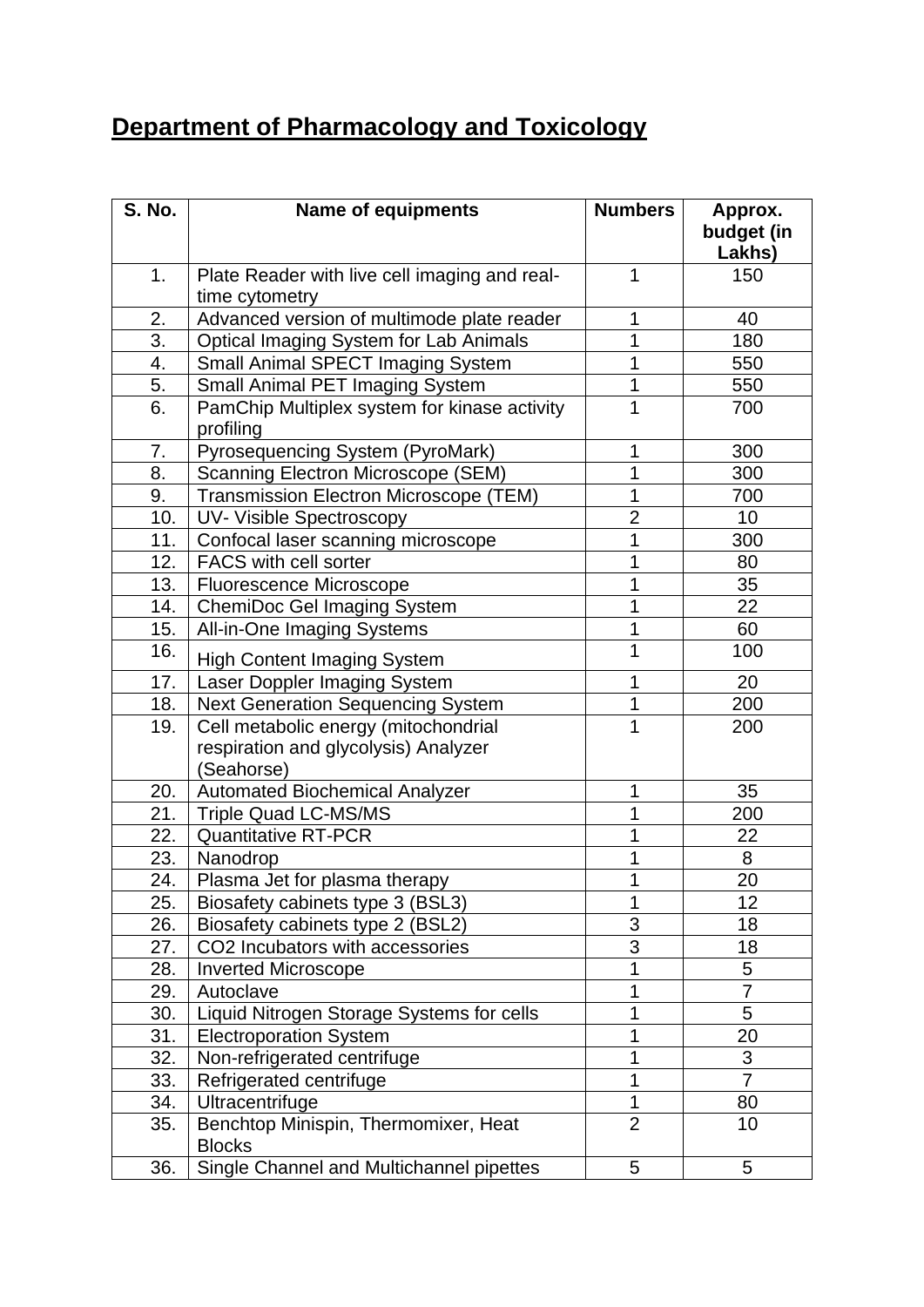# Department of Pharmacology and Toxicology

| S. No. | Name of equipments | Numbers | Approx. budget (in Lakhs) |
|---|---|---|---|
| 1. | Plate Reader with live cell imaging and real-time cytometry | 1 | 150 |
| 2. | Advanced version of multimode plate reader | 1 | 40 |
| 3. | Optical Imaging System for Lab Animals | 1 | 180 |
| 4. | Small Animal SPECT Imaging System | 1 | 550 |
| 5. | Small Animal PET Imaging System | 1 | 550 |
| 6. | PamChip Multiplex system for kinase activity profiling | 1 | 700 |
| 7. | Pyrosequencing System (PyroMark) | 1 | 300 |
| 8. | Scanning Electron Microscope (SEM) | 1 | 300 |
| 9. | Transmission Electron Microscope (TEM) | 1 | 700 |
| 10. | UV- Visible Spectroscopy | 2 | 10 |
| 11. | Confocal laser scanning microscope | 1 | 300 |
| 12. | FACS with cell sorter | 1 | 80 |
| 13. | Fluorescence Microscope | 1 | 35 |
| 14. | ChemiDoc Gel Imaging System | 1 | 22 |
| 15. | All-in-One Imaging Systems | 1 | 60 |
| 16. | High Content Imaging System | 1 | 100 |
| 17. | Laser Doppler Imaging System | 1 | 20 |
| 18. | Next Generation Sequencing System | 1 | 200 |
| 19. | Cell metabolic energy (mitochondrial respiration and glycolysis) Analyzer (Seahorse) | 1 | 200 |
| 20. | Automated Biochemical Analyzer | 1 | 35 |
| 21. | Triple Quad LC-MS/MS | 1 | 200 |
| 22. | Quantitative RT-PCR | 1 | 22 |
| 23. | Nanodrop | 1 | 8 |
| 24. | Plasma Jet for plasma therapy | 1 | 20 |
| 25. | Biosafety cabinets type 3 (BSL3) | 1 | 12 |
| 26. | Biosafety cabinets type 2 (BSL2) | 3 | 18 |
| 27. | CO2 Incubators with accessories | 3 | 18 |
| 28. | Inverted Microscope | 1 | 5 |
| 29. | Autoclave | 1 | 7 |
| 30. | Liquid Nitrogen Storage Systems for cells | 1 | 5 |
| 31. | Electroporation System | 1 | 20 |
| 32. | Non-refrigerated centrifuge | 1 | 3 |
| 33. | Refrigerated centrifuge | 1 | 7 |
| 34. | Ultracentrifuge | 1 | 80 |
| 35. | Benchtop Minispin, Thermomixer, Heat Blocks | 2 | 10 |
| 36. | Single Channel and Multichannel pipettes | 5 | 5 |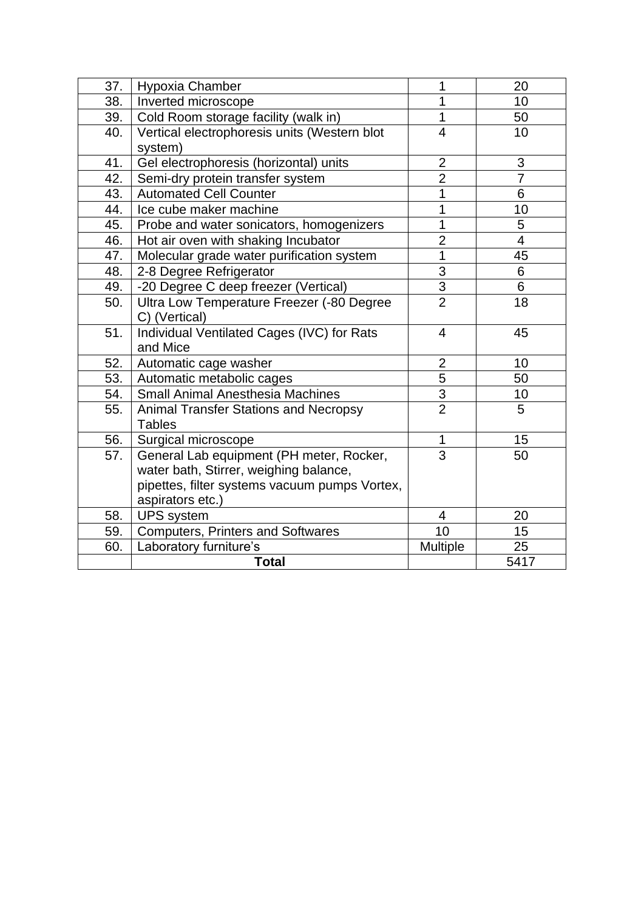| 37. | Hypoxia Chamber | 1 | 20 |
|---|---|---|---|
| 38. | Inverted microscope | 1 | 10 |
| 39. | Cold Room storage facility (walk in) | 1 | 50 |
| 40. | Vertical electrophoresis units (Western blot system) | 4 | 10 |
| 41. | Gel electrophoresis (horizontal) units | 2 | 3 |
| 42. | Semi-dry protein transfer system | 2 | 7 |
| 43. | Automated Cell Counter | 1 | 6 |
| 44. | Ice cube maker machine | 1 | 10 |
| 45. | Probe and water sonicators, homogenizers | 1 | 5 |
| 46. | Hot air oven with shaking Incubator | 2 | 4 |
| 47. | Molecular grade water purification system | 1 | 45 |
| 48. | 2-8 Degree Refrigerator | 3 | 6 |
| 49. | -20 Degree C deep freezer (Vertical) | 3 | 6 |
| 50. | Ultra Low Temperature Freezer (-80 Degree C) (Vertical) | 2 | 18 |
| 51. | Individual Ventilated Cages (IVC) for Rats and Mice | 4 | 45 |
| 52. | Automatic cage washer | 2 | 10 |
| 53. | Automatic metabolic cages | 5 | 50 |
| 54. | Small Animal Anesthesia Machines | 3 | 10 |
| 55. | Animal Transfer Stations and Necropsy Tables | 2 | 5 |
| 56. | Surgical microscope | 1 | 15 |
| 57. | General Lab equipment (PH meter, Rocker, water bath, Stirrer, weighing balance, pipettes, filter systems vacuum pumps Vortex, aspirators etc.) | 3 | 50 |
| 58. | UPS system | 4 | 20 |
| 59. | Computers, Printers and Softwares | 10 | 15 |
| 60. | Laboratory furniture's | Multiple | 25 |
| | **Total** | | 5417 |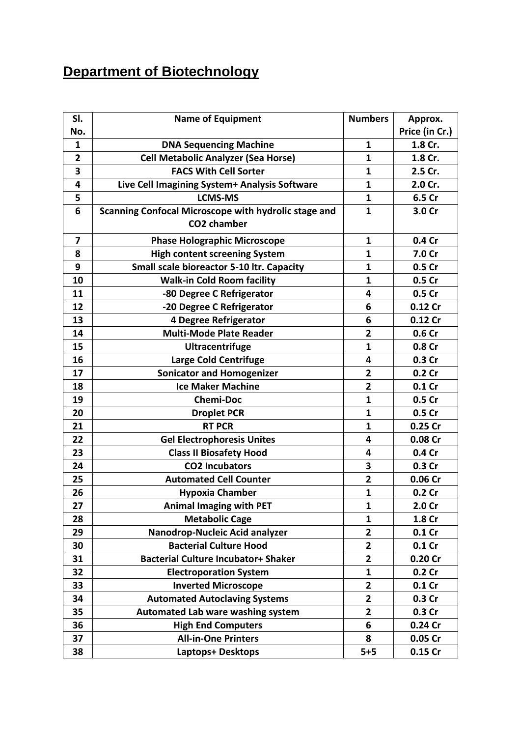## Department of Biotechnology

| Sl. No. | Name of Equipment | Numbers | Approx. Price (in Cr.) |
|---|---|---|---|
| 1 | DNA Sequencing Machine | 1 | 1.8 Cr. |
| 2 | Cell Metabolic Analyzer (Sea Horse) | 1 | 1.8 Cr. |
| 3 | FACS With Cell Sorter | 1 | 2.5 Cr. |
| 4 | Live Cell Imagining System+ Analysis Software | 1 | 2.0 Cr. |
| 5 | LCMS-MS | 1 | 6.5 Cr |
| 6 | Scanning Confocal Microscope with hydrolic stage and $CO_2$ chamber | 1 | 3.0 Cr |
| 7 | Phase Holographic Microscope | 1 | 0.4 Cr |
| 8 | High content screening System | 1 | 7.0 Cr |
| 9 | Small scale bioreactor 5-10 ltr. Capacity | 1 | 0.5 Cr |
| 10 | Walk-in Cold Room facility | 1 | 0.5 Cr |
| 11 | -80 Degree C Refrigerator | 4 | 0.5 Cr |
| 12 | -20 Degree C Refrigerator | 6 | 0.12 Cr |
| 13 | 4 Degree Refrigerator | 6 | 0.12 Cr |
| 14 | Multi-Mode Plate Reader | 2 | 0.6 Cr |
| 15 | Ultracentrifuge | 1 | 0.8 Cr |
| 16 | Large Cold Centrifuge | 4 | 0.3 Cr |
| 17 | Sonicator and Homogenizer | 2 | 0.2 Cr |
| 18 | Ice Maker Machine | 2 | 0.1 Cr |
| 19 | Chemi-Doc | 1 | 0.5 Cr |
| 20 | Droplet PCR | 1 | 0.5 Cr |
| 21 | RT PCR | 1 | 0.25 Cr |
| 22 | Gel Electrophoresis Unites | 4 | 0.08 Cr |
| 23 | Class II Biosafety Hood | 4 | 0.4 Cr |
| 24 | $CO_2$ Incubators | 3 | 0.3 Cr |
| 25 | Automated Cell Counter | 2 | 0.06 Cr |
| 26 | Hypoxia Chamber | 1 | 0.2 Cr |
| 27 | Animal Imaging with PET | 1 | 2.0 Cr |
| 28 | Metabolic Cage | 1 | 1.8 Cr |
| 29 | Nanodrop-Nucleic Acid analyzer | 2 | 0.1 Cr |
| 30 | Bacterial Culture Hood | 2 | 0.1 Cr |
| 31 | Bacterial Culture Incubator+ Shaker | 2 | 0.20 Cr |
| 32 | Electroporation System | 1 | 0.2 Cr |
| 33 | Inverted Microscope | 2 | 0.1 Cr |
| 34 | Automated Autoclaving Systems | 2 | 0.3 Cr |
| 35 | Automated Lab ware washing system | 2 | 0.3 Cr |
| 36 | High End Computers | 6 | 0.24 Cr |
| 37 | All-in-One Printers | 8 | 0.05 Cr |
| 38 | Laptops+ Desktops | 5+5 | 0.15 Cr |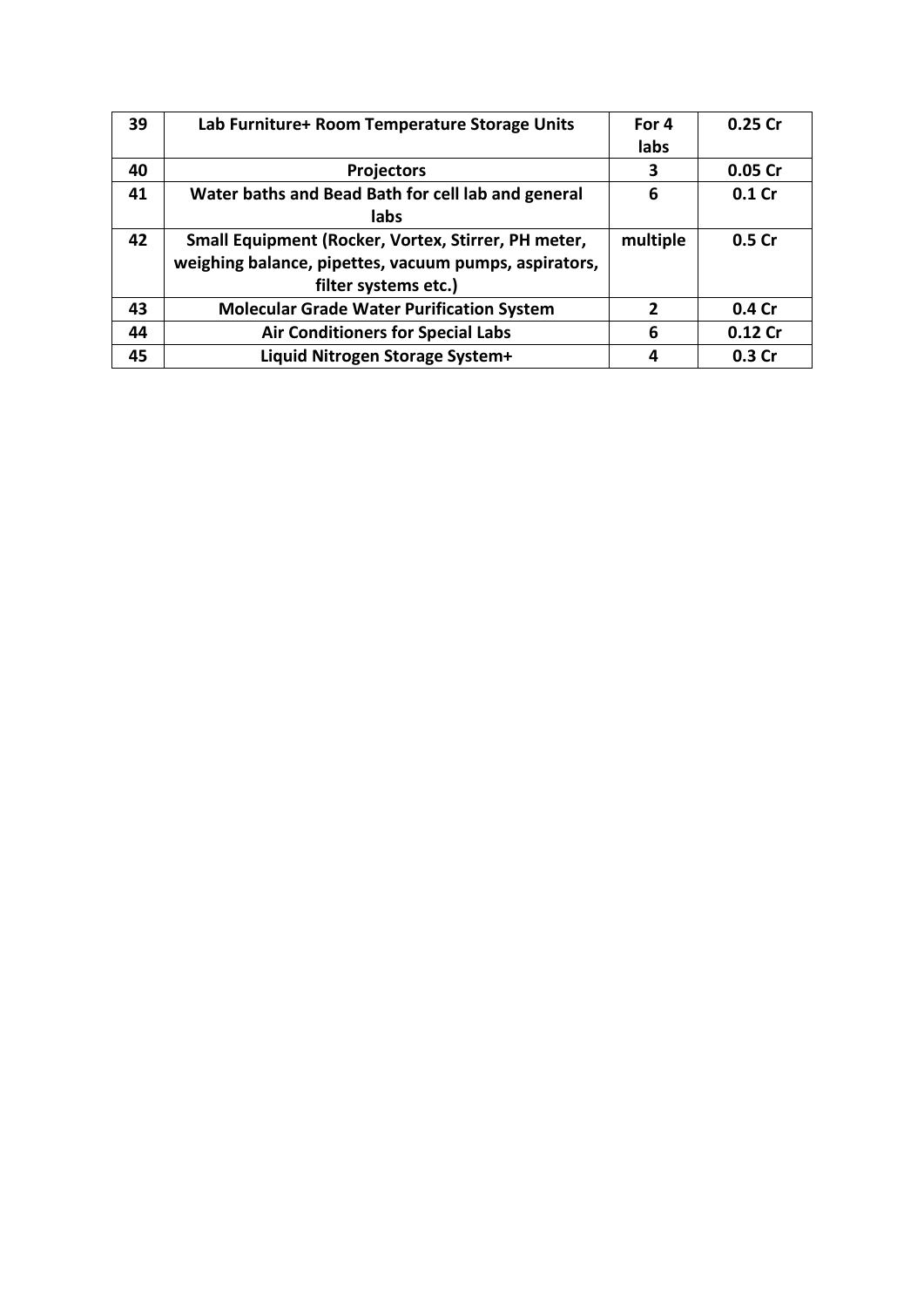| 39 | Lab Furniture+ Room Temperature Storage Units | For 4 labs | 0.25 Cr |
|---|---|---|---|
| 40 | Projectors | 3 | 0.05 Cr |
| 41 | Water baths and Bead Bath for cell lab and general labs | 6 | 0.1 Cr |
| 42 | Small Equipment (Rocker, Vortex, Stirrer, PH meter, weighing balance, pipettes, vacuum pumps, aspirators, filter systems etc.) | multiple | 0.5 Cr |
| 43 | Molecular Grade Water Purification System | 2 | 0.4 Cr |
| 44 | Air Conditioners for Special Labs | 6 | 0.12 Cr |
| 45 | Liquid Nitrogen Storage System+ | 4 | 0.3 Cr |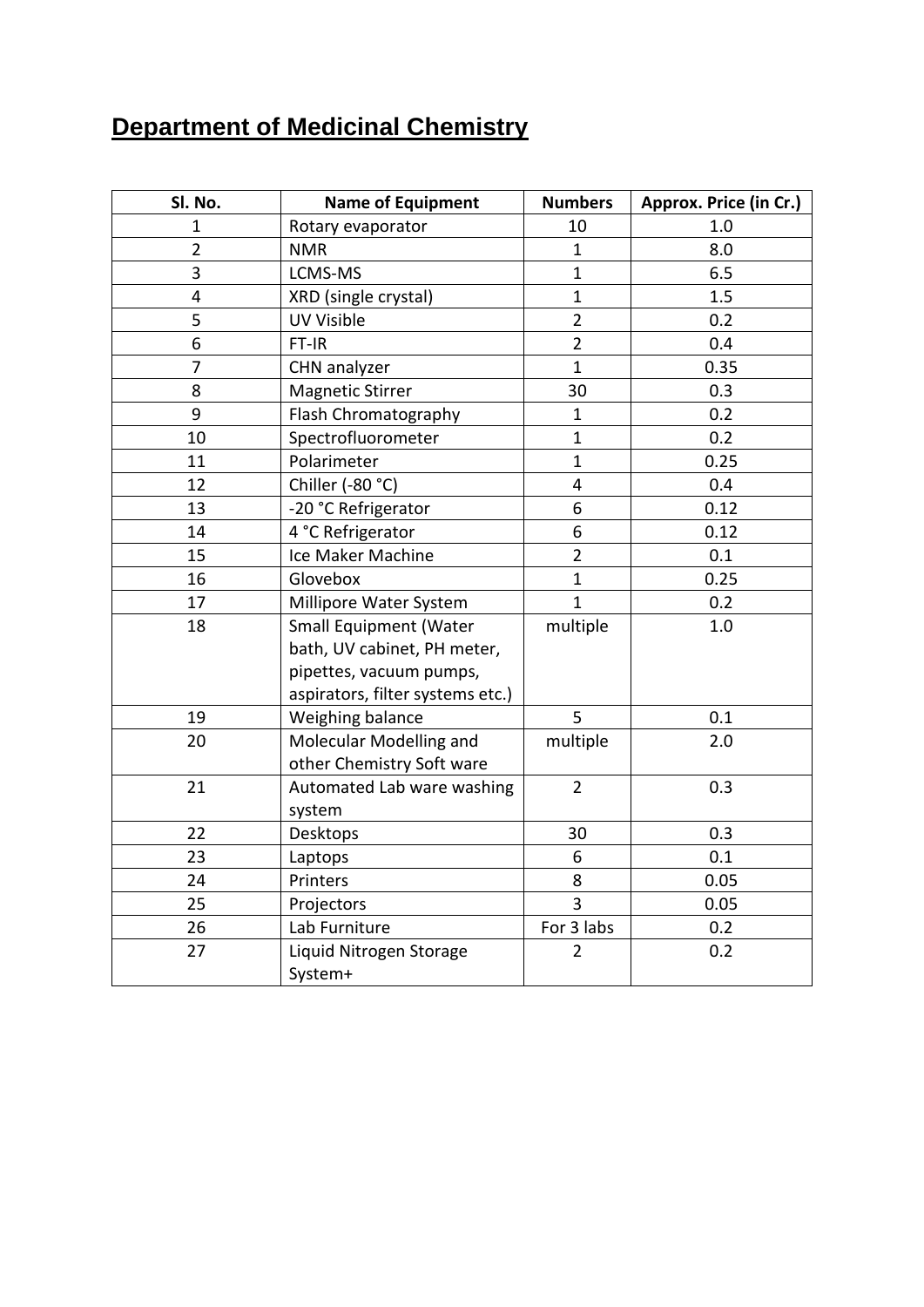# Department of Medicinal Chemistry

| Sl. No. | Name of Equipment | Numbers | Approx. Price (in Cr.) |
|---|---|---|---|
| 1 | Rotary evaporator | 10 | 1.0 |
| 2 | NMR | 1 | 8.0 |
| 3 | LCMS-MS | 1 | 6.5 |
| 4 | XRD (single crystal) | 1 | 1.5 |
| 5 | UV Visible | 2 | 0.2 |
| 6 | FT-IR | 2 | 0.4 |
| 7 | CHN analyzer | 1 | 0.35 |
| 8 | Magnetic Stirrer | 30 | 0.3 |
| 9 | Flash Chromatography | 1 | 0.2 |
| 10 | Spectrofluorometer | 1 | 0.2 |
| 11 | Polarimeter | 1 | 0.25 |
| 12 | Chiller (-80 °C) | 4 | 0.4 |
| 13 | -20 °C Refrigerator | 6 | 0.12 |
| 14 | 4 °C Refrigerator | 6 | 0.12 |
| 15 | Ice Maker Machine | 2 | 0.1 |
| 16 | Glovebox | 1 | 0.25 |
| 17 | Millipore Water System | 1 | 0.2 |
| 18 | Small Equipment (Water bath, UV cabinet, PH meter, pipettes, vacuum pumps, aspirators, filter systems etc.) | multiple | 1.0 |
| 19 | Weighing balance | 5 | 0.1 |
| 20 | Molecular Modelling and other Chemistry Soft ware | multiple | 2.0 |
| 21 | Automated Lab ware washing system | 2 | 0.3 |
| 22 | Desktops | 30 | 0.3 |
| 23 | Laptops | 6 | 0.1 |
| 24 | Printers | 8 | 0.05 |
| 25 | Projectors | 3 | 0.05 |
| 26 | Lab Furniture | For 3 labs | 0.2 |
| 27 | Liquid Nitrogen Storage System+ | 2 | 0.2 |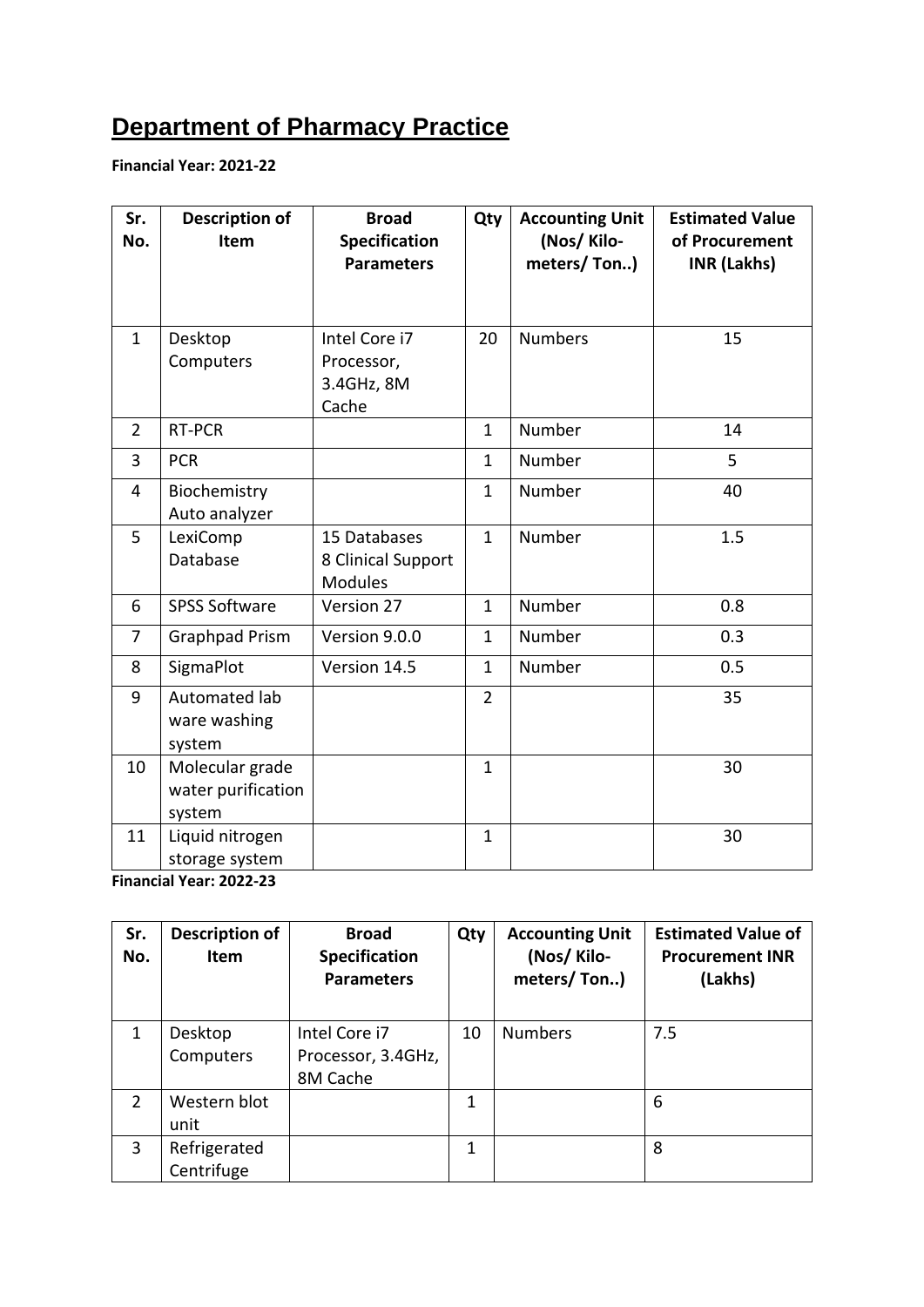# Department of Pharmacy Practice

**Financial Year: 2021-22**

| Sr. No. | Description of Item | Broad Specification Parameters | Qty | Accounting Unit (Nos/ Kilo-meters/ Ton..) | Estimated Value of Procurement INR (Lakhs) |
|---|---|---|---|---|---|
| 1 | Desktop Computers | Intel Core i7 Processor, 3.4GHz, 8M Cache | 20 | Numbers | 15 |
| 2 | RT-PCR | | 1 | Number | 14 |
| 3 | PCR | | 1 | Number | 5 |
| 4 | Biochemistry Auto analyzer | | 1 | Number | 40 |
| 5 | LexiComp Database | 15 Databases 8 Clinical Support Modules | 1 | Number | 1.5 |
| 6 | SPSS Software | Version 27 | 1 | Number | 0.8 |
| 7 | Graphpad Prism | Version 9.0.0 | 1 | Number | 0.3 |
| 8 | SigmaPlot | Version 14.5 | 1 | Number | 0.5 |
| 9 | Automated lab ware washing system | | 2 | | 35 |
| 10 | Molecular grade water purification system | | 1 | | 30 |
| 11 | Liquid nitrogen storage system | | 1 | | 30 |

**Financial Year: 2022-23**

| Sr. No. | Description of Item | Broad Specification Parameters | Qty | Accounting Unit (Nos/ Kilo-meters/ Ton..) | Estimated Value of Procurement INR (Lakhs) |
|---|---|---|---|---|---|
| 1 | Desktop Computers | Intel Core i7 Processor, 3.4GHz, 8M Cache | 10 | Numbers | 7.5 |
| 2 | Western blot unit | | 1 | | 6 |
| 3 | Refrigerated Centrifuge | | 1 | | 8 |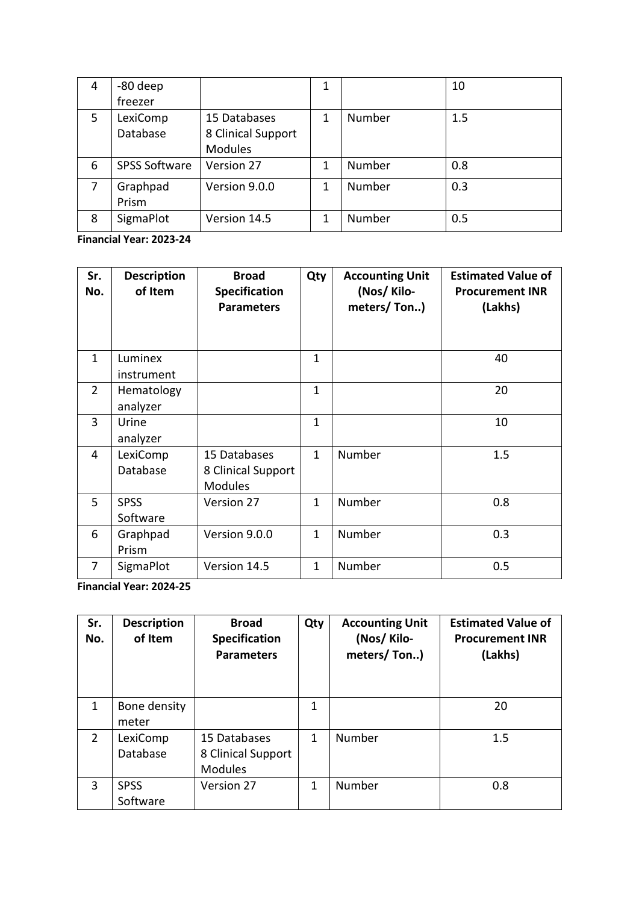| 4 | -80 deep freezer | | 1 | | 10 |
|---|---|---|---|---|---|
| 5 | LexiComp Database | 15 Databases 8 Clinical Support Modules | 1 | Number | 1.5 |
| 6 | SPSS Software | Version 27 | 1 | Number | 0.8 |
| 7 | Graphpad Prism | Version 9.0.0 | 1 | Number | 0.3 |
| 8 | SigmaPlot | Version 14.5 | 1 | Number | 0.5 |

**Financial Year: 2023-24**

| Sr. No. | Description of Item | Broad Specification Parameters | Qty | Accounting Unit (Nos/ Kilo-meters/ Ton..) | Estimated Value of Procurement INR (Lakhs) |
|---|---|---|---|---|---|
| 1 | Luminex instrument | | 1 | | 40 |
| 2 | Hematology analyzer | | 1 | | 20 |
| 3 | Urine analyzer | | 1 | | 10 |
| 4 | LexiComp Database | 15 Databases 8 Clinical Support Modules | 1 | Number | 1.5 |
| 5 | SPSS Software | Version 27 | 1 | Number | 0.8 |
| 6 | Graphpad Prism | Version 9.0.0 | 1 | Number | 0.3 |
| 7 | SigmaPlot | Version 14.5 | 1 | Number | 0.5 |

**Financial Year: 2024-25**

| Sr. No. | Description of Item | Broad Specification Parameters | Qty | Accounting Unit (Nos/ Kilo-meters/ Ton..) | Estimated Value of Procurement INR (Lakhs) |
|---|---|---|---|---|---|
| 1 | Bone density meter | | 1 | | 20 |
| 2 | LexiComp Database | 15 Databases 8 Clinical Support Modules | 1 | Number | 1.5 |
| 3 | SPSS Software | Version 27 | 1 | Number | 0.8 |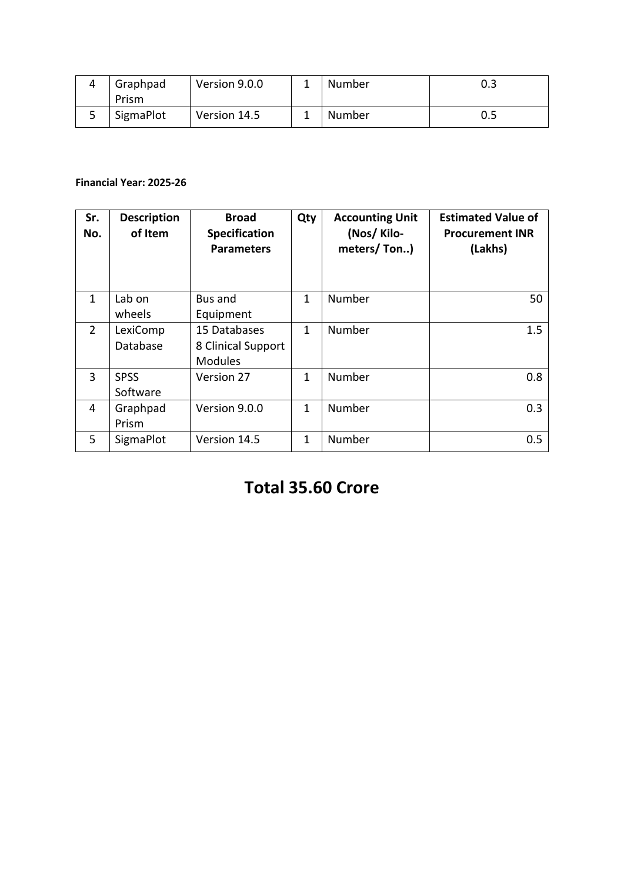| 4 | Graphpad Prism | Version 9.0.0 | 1 | Number | 0.3 |
|---|---|---|---|---|---|
| 5 | SigmaPlot | Version 14.5 | 1 | Number | 0.5 |

**Financial Year: 2025-26**

| Sr. No. | Description of Item | Broad Specification Parameters | Qty | Accounting Unit (Nos/ Kilo-meters/ Ton..) | Estimated Value of Procurement INR (Lakhs) |
|---|---|---|---|---|---|
| 1 | Lab on wheels | Bus and Equipment | 1 | Number | 50 |
| 2 | LexiComp Database | 15 Databases 8 Clinical Support Modules | 1 | Number | 1.5 |
| 3 | SPSS Software | Version 27 | 1 | Number | 0.8 |
| 4 | Graphpad Prism | Version 9.0.0 | 1 | Number | 0.3 |
| 5 | SigmaPlot | Version 14.5 | 1 | Number | 0.5 |

# Total 35.60 Crore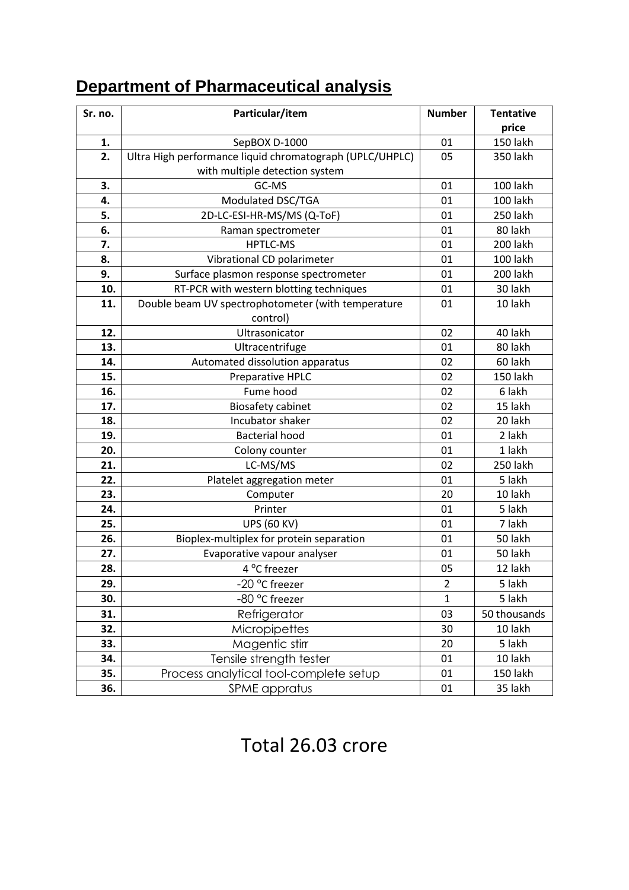## Department of Pharmaceutical analysis

| Sr. no. | Particular/item | Number | Tentative price |
|---|---|---|---|
| 1. | SepBOX D-1000 | 01 | 150 lakh |
| 2. | Ultra High performance liquid chromatograph (UPLC/UHPLC) with multiple detection system | 05 | 350 lakh |
| 3. | GC-MS | 01 | 100 lakh |
| 4. | Modulated DSC/TGA | 01 | 100 lakh |
| 5. | 2D-LC-ESI-HR-MS/MS (Q-ToF) | 01 | 250 lakh |
| 6. | Raman spectrometer | 01 | 80 lakh |
| 7. | HPTLC-MS | 01 | 200 lakh |
| 8. | Vibrational CD polarimeter | 01 | 100 lakh |
| 9. | Surface plasmon response spectrometer | 01 | 200 lakh |
| 10. | RT-PCR with western blotting techniques | 01 | 30 lakh |
| 11. | Double beam UV spectrophotometer (with temperature control) | 01 | 10 lakh |
| 12. | Ultrasonicator | 02 | 40 lakh |
| 13. | Ultracentrifuge | 01 | 80 lakh |
| 14. | Automated dissolution apparatus | 02 | 60 lakh |
| 15. | Preparative HPLC | 02 | 150 lakh |
| 16. | Fume hood | 02 | 6 lakh |
| 17. | Biosafety cabinet | 02 | 15 lakh |
| 18. | Incubator shaker | 02 | 20 lakh |
| 19. | Bacterial hood | 01 | 2 lakh |
| 20. | Colony counter | 01 | 1 lakh |
| 21. | LC-MS/MS | 02 | 250 lakh |
| 22. | Platelet aggregation meter | 01 | 5 lakh |
| 23. | Computer | 20 | 10 lakh |
| 24. | Printer | 01 | 5 lakh |
| 25. | UPS (60 KV) | 01 | 7 lakh |
| 26. | Bioplex-multiplex for protein separation | 01 | 50 lakh |
| 27. | Evaporative vapour analyser | 01 | 50 lakh |
| 28. | 4 °C freezer | 05 | 12 lakh |
| 29. | -20 °C freezer | 2 | 5 lakh |
| 30. | -80 °C freezer | 1 | 5 lakh |
| 31. | Refrigerator | 03 | 50 thousands |
| 32. | Micropipettes | 30 | 10 lakh |
| 33. | Magentic stirr | 20 | 5 lakh |
| 34. | Tensile strength tester | 01 | 10 lakh |
| 35. | Process analytical tool-complete setup | 01 | 150 lakh |
| 36. | SPME appratus | 01 | 35 lakh |

Total 26.03 crore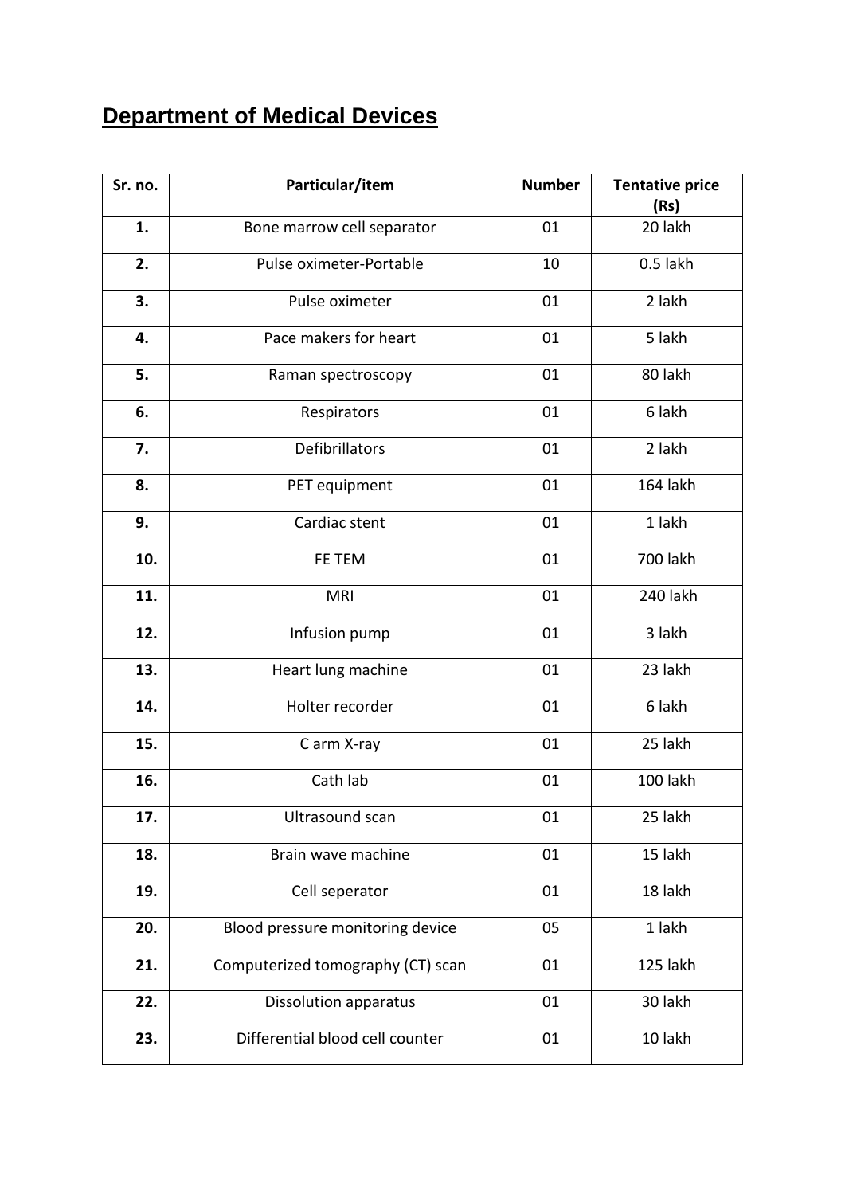# Department of Medical Devices

| Sr. no. | Particular/item | Number | Tentative price (Rs) |
|---|---|---|---|
| 1. | Bone marrow cell separator | 01 | 20 lakh |
| 2. | Pulse oximeter-Portable | 10 | 0.5 lakh |
| 3. | Pulse oximeter | 01 | 2 lakh |
| 4. | Pace makers for heart | 01 | 5 lakh |
| 5. | Raman spectroscopy | 01 | 80 lakh |
| 6. | Respirators | 01 | 6 lakh |
| 7. | Defibrillators | 01 | 2 lakh |
| 8. | PET equipment | 01 | 164 lakh |
| 9. | Cardiac stent | 01 | 1 lakh |
| 10. | FE TEM | 01 | 700 lakh |
| 11. | MRI | 01 | 240 lakh |
| 12. | Infusion pump | 01 | 3 lakh |
| 13. | Heart lung machine | 01 | 23 lakh |
| 14. | Holter recorder | 01 | 6 lakh |
| 15. | C arm X-ray | 01 | 25 lakh |
| 16. | Cath lab | 01 | 100 lakh |
| 17. | Ultrasound scan | 01 | 25 lakh |
| 18. | Brain wave machine | 01 | 15 lakh |
| 19. | Cell seperator | 01 | 18 lakh |
| 20. | Blood pressure monitoring device | 05 | 1 lakh |
| 21. | Computerized tomography (CT) scan | 01 | 125 lakh |
| 22. | Dissolution apparatus | 01 | 30 lakh |
| 23. | Differential blood cell counter | 01 | 10 lakh |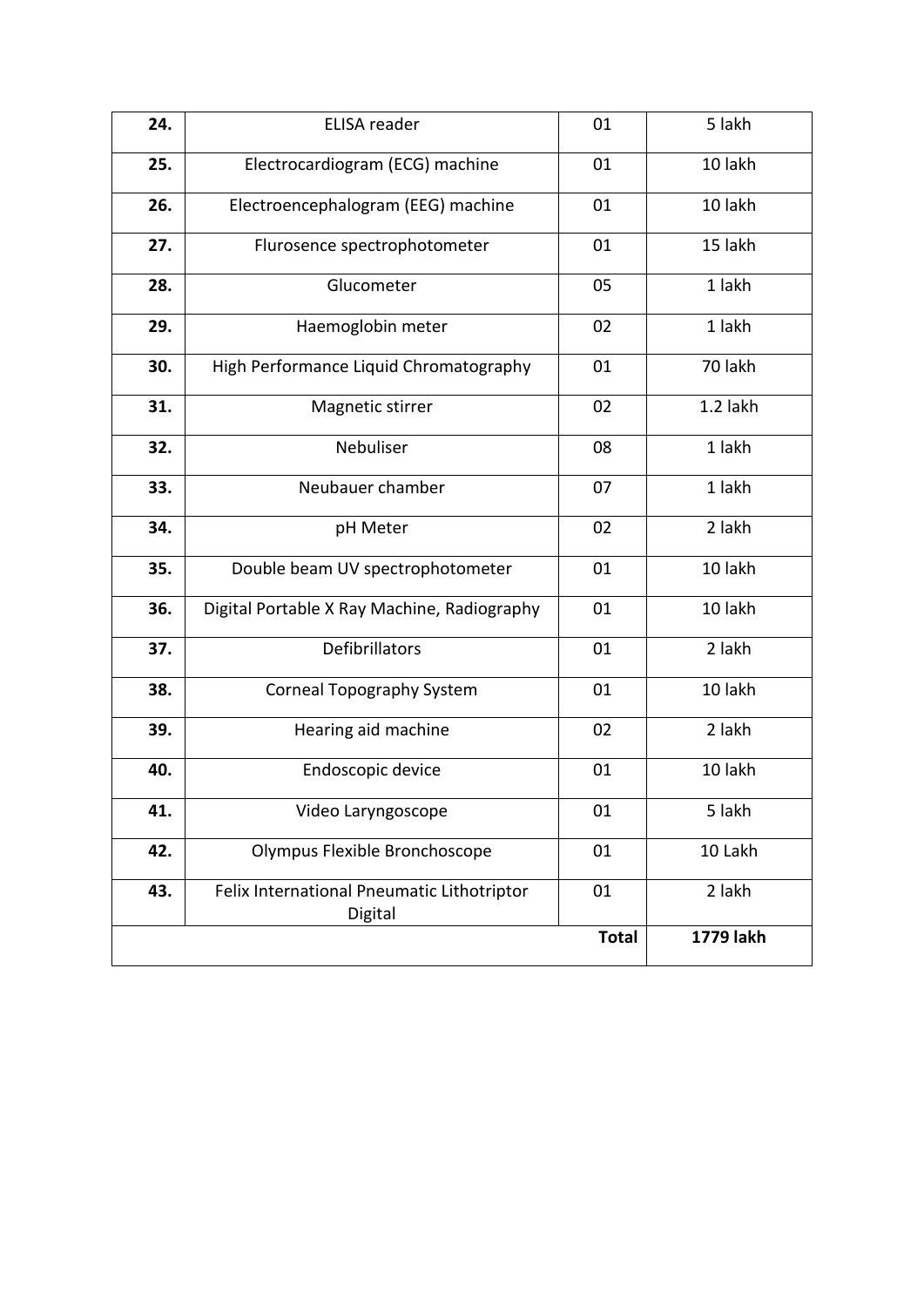| | | | |
|---|---|---|---|
| **24.** | ELISA reader | 01 | 5 lakh |
| **25.** | Electrocardiogram (ECG) machine | 01 | 10 lakh |
| **26.** | Electroencephalogram (EEG) machine | 01 | 10 lakh |
| **27.** | Flurosence spectrophotometer | 01 | 15 lakh |
| **28.** | Glucometer | 05 | 1 lakh |
| **29.** | Haemoglobin meter | 02 | 1 lakh |
| **30.** | High Performance Liquid Chromatography | 01 | 70 lakh |
| **31.** | Magnetic stirrer | 02 | 1.2 lakh |
| **32.** | Nebuliser | 08 | 1 lakh |
| **33.** | Neubauer chamber | 07 | 1 lakh |
| **34.** | pH Meter | 02 | 2 lakh |
| **35.** | Double beam UV spectrophotometer | 01 | 10 lakh |
| **36.** | Digital Portable X Ray Machine, Radiography | 01 | 10 lakh |
| **37.** | Defibrillators | 01 | 2 lakh |
| **38.** | Corneal Topography System | 01 | 10 lakh |
| **39.** | Hearing aid machine | 02 | 2 lakh |
| **40.** | Endoscopic device | 01 | 10 lakh |
| **41.** | Video Laryngoscope | 01 | 5 lakh |
| **42.** | Olympus Flexible Bronchoscope | 01 | 10 Lakh |
| **43.** | Felix International Pneumatic Lithotriptor Digital | 01 | 2 lakh |
| | | **Total** | **1779 lakh** |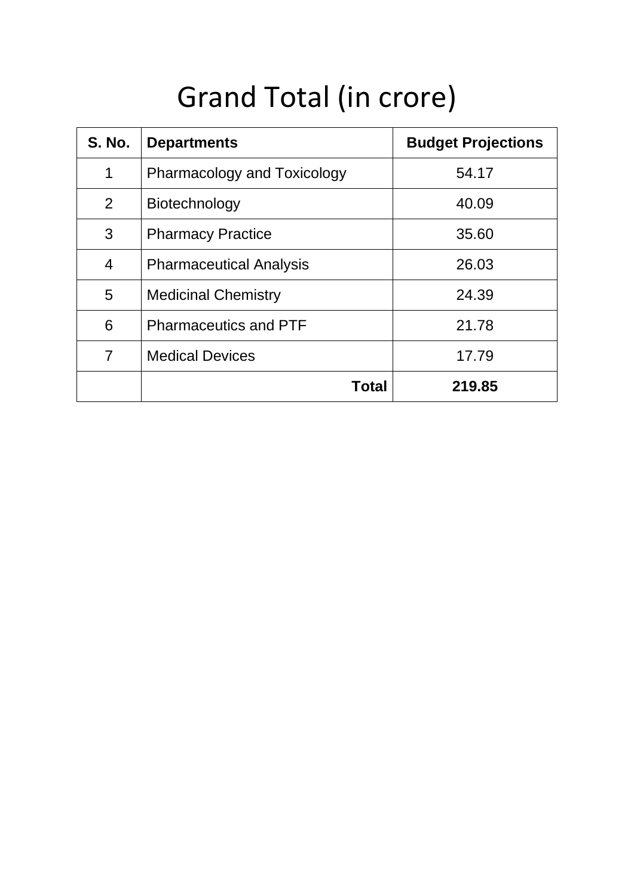# Grand Total (in crore)

| S. No. | Departments | Budget Projections |
|---|---|---|
| 1 | Pharmacology and Toxicology | 54.17 |
| 2 | Biotechnology | 40.09 |
| 3 | Pharmacy Practice | 35.60 |
| 4 | Pharmaceutical Analysis | 26.03 |
| 5 | Medicinal Chemistry | 24.39 |
| 6 | Pharmaceutics and PTF | 21.78 |
| 7 | Medical Devices | 17.79 |
| | **Total** | **219.85** |